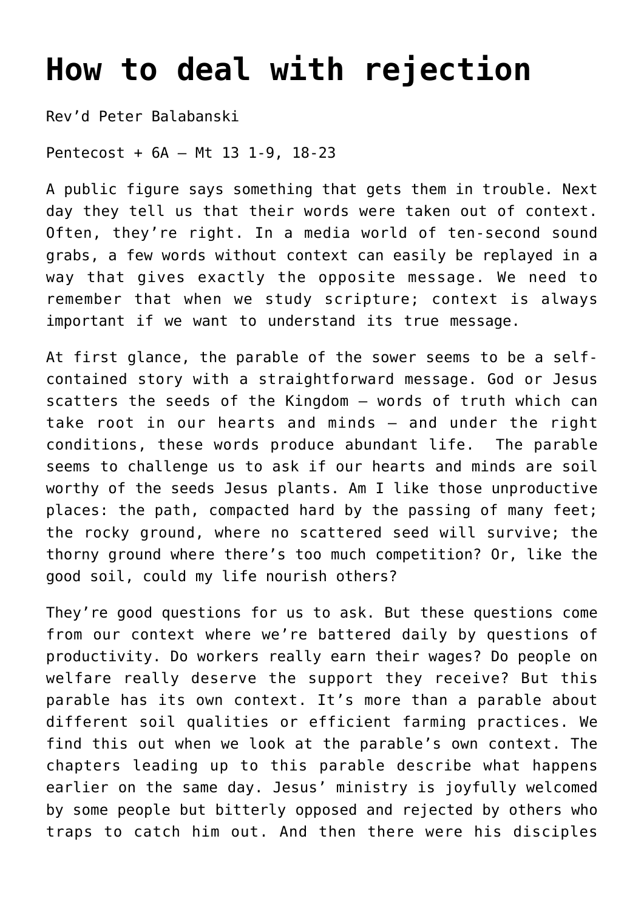# How to deal with rejection

Rev'd Peter Balabanski

Pentecost + 6A – Mt 13 1-9, 18-23

A public figure says something that gets them in trouble. Next day they tell us that their words were taken out of context. Often, they're right. In a media world of ten-second sound grabs, a few words without context can easily be replayed in a way that gives exactly the opposite message. We need to remember that when we study scripture; context is always important if we want to understand its true message.

At first glance, the parable of the sower seems to be a self-contained story with a straightforward message. God or Jesus scatters the seeds of the Kingdom – words of truth which can take root in our hearts and minds – and under the right conditions, these words produce abundant life. The parable seems to challenge us to ask if our hearts and minds are soil worthy of the seeds Jesus plants. Am I like those unproductive places: the path, compacted hard by the passing of many feet; the rocky ground, where no scattered seed will survive; the thorny ground where there's too much competition? Or, like the good soil, could my life nourish others?

They're good questions for us to ask. But these questions come from our context where we're battered daily by questions of productivity. Do workers really earn their wages? Do people on welfare really deserve the support they receive? But this parable has its own context. It's more than a parable about different soil qualities or efficient farming practices. We find this out when we look at the parable's own context. The chapters leading up to this parable describe what happens earlier on the same day. Jesus' ministry is joyfully welcomed by some people but bitterly opposed and rejected by others who traps to catch him out. And then there were his disciples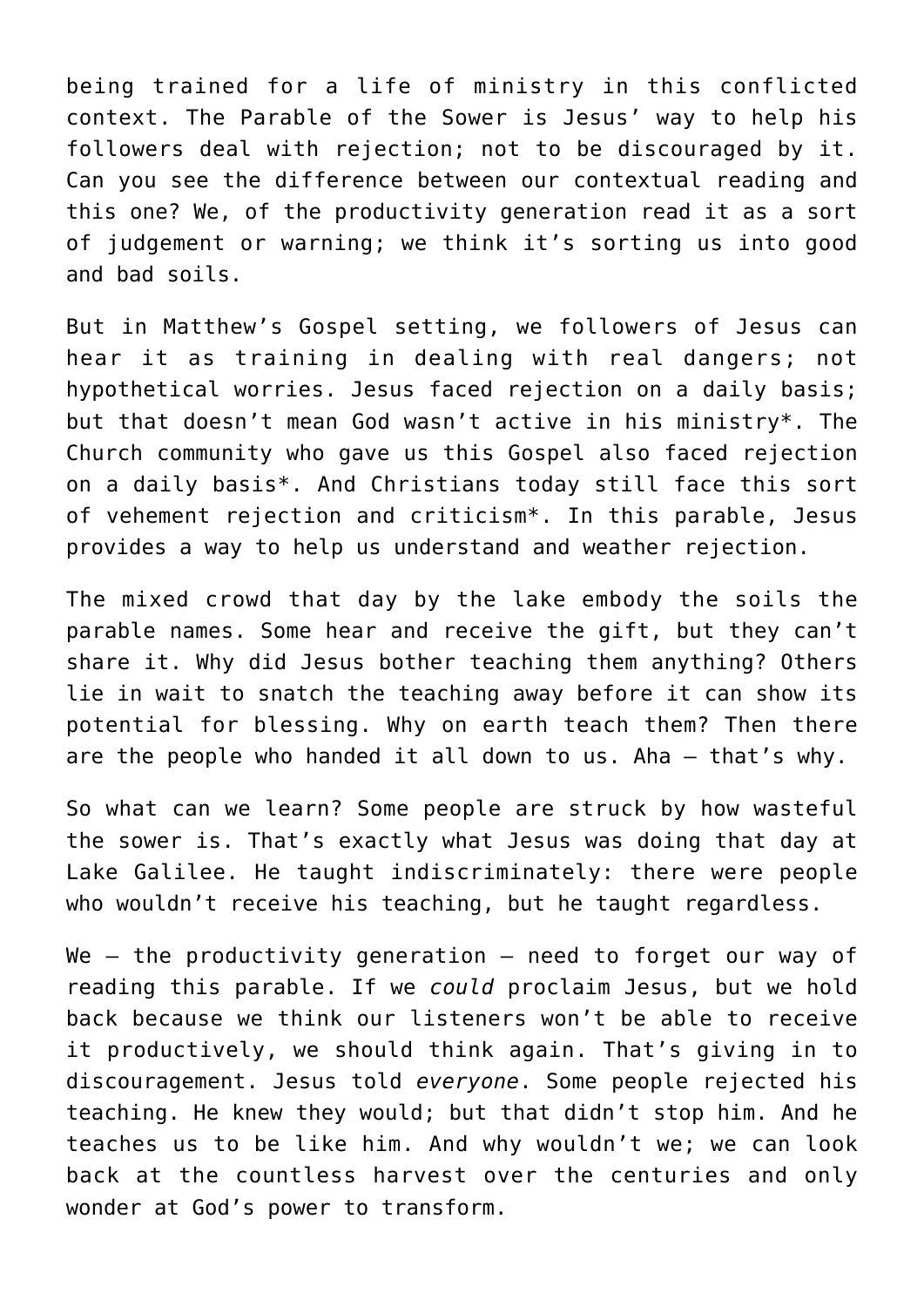being trained for a life of ministry in this conflicted context. The Parable of the Sower is Jesus' way to help his followers deal with rejection; not to be discouraged by it. Can you see the difference between our contextual reading and this one? We, of the productivity generation read it as a sort of judgement or warning; we think it's sorting us into good and bad soils.

But in Matthew's Gospel setting, we followers of Jesus can hear it as training in dealing with real dangers; not hypothetical worries. Jesus faced rejection on a daily basis; but that doesn't mean God wasn't active in his ministry*. The Church community who gave us this Gospel also faced rejection on a daily basis*. And Christians today still face this sort of vehement rejection and criticism*. In this parable, Jesus provides a way to help us understand and weather rejection.

The mixed crowd that day by the lake embody the soils the parable names. Some hear and receive the gift, but they can't share it. Why did Jesus bother teaching them anything? Others lie in wait to snatch the teaching away before it can show its potential for blessing. Why on earth teach them? Then there are the people who handed it all down to us. Aha – that's why.

So what can we learn? Some people are struck by how wasteful the sower is. That's exactly what Jesus was doing that day at Lake Galilee. He taught indiscriminately: there were people who wouldn't receive his teaching, but he taught regardless.

We – the productivity generation – need to forget our way of reading this parable. If we *could* proclaim Jesus, but we hold back because we think our listeners won't be able to receive it productively, we should think again. That's giving in to discouragement. Jesus told *everyone*. Some people rejected his teaching. He knew they would; but that didn't stop him. And he teaches us to be like him. And why wouldn't we; we can look back at the countless harvest over the centuries and only wonder at God's power to transform.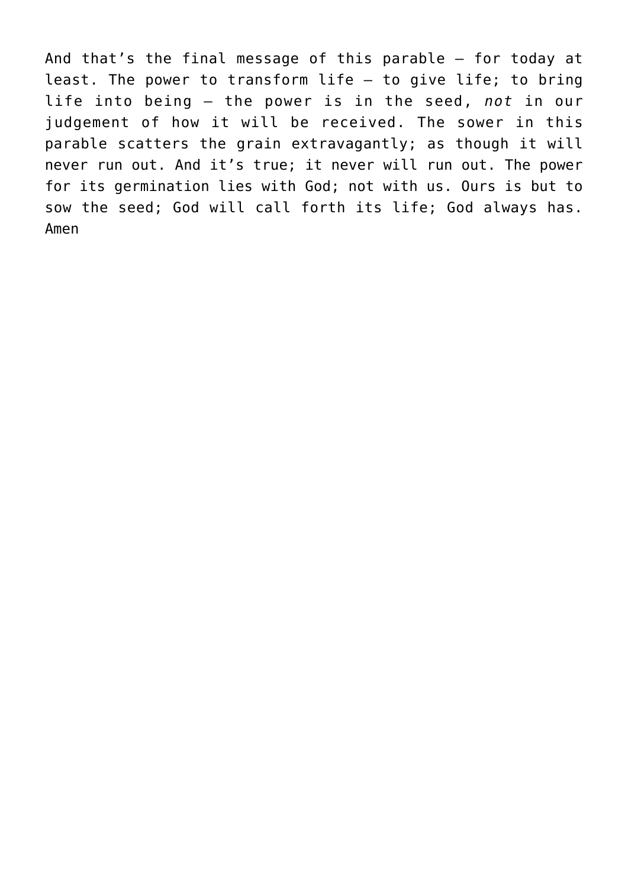And that’s the final message of this parable – for today at least. The power to transform life – to give life; to bring life into being – the power is in the seed, *not* in our judgement of how it will be received. The sower in this parable scatters the grain extravagantly; as though it will never run out. And it’s true; it never will run out. The power for its germination lies with God; not with us. Ours is but to sow the seed; God will call forth its life; God always has. Amen